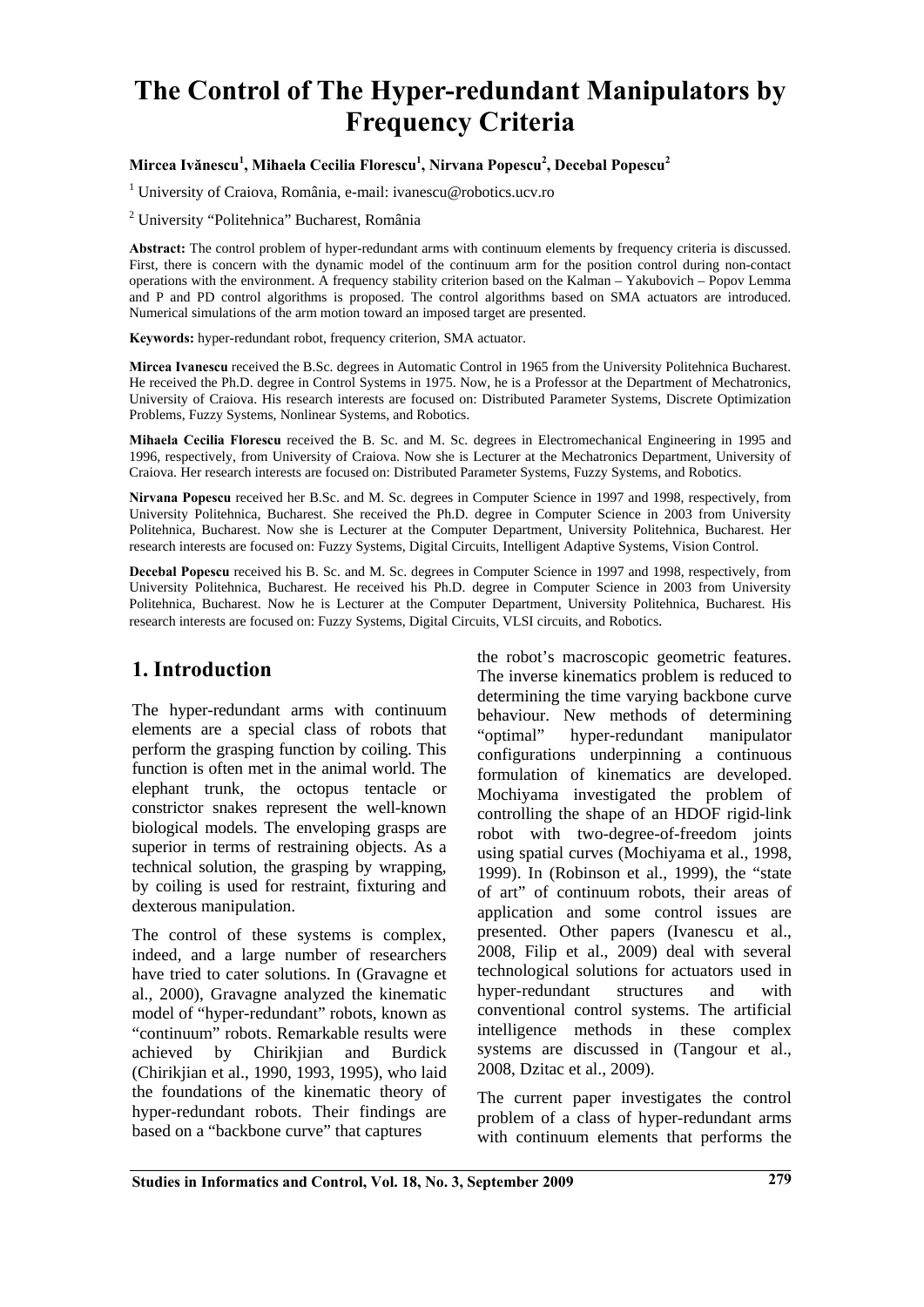# The Control of The Hyper-redundant Manipulators by Frequency Criteria

**Mircea Ivănescu[1], Mihaela Cecilia Florescu[1], Nirvana Popescu[2], Decebal Popescu[2]**

[1] University of Craiova, România, e-mail: ivanescu@robotics.ucv.ro

[2] University "Politehnica" Bucharest, România

**Abstract:** The control problem of hyper-redundant arms with continuum elements by frequency criteria is discussed. First, there is concern with the dynamic model of the continuum arm for the position control during non-contact operations with the environment. A frequency stability criterion based on the Kalman – Yakubovich – Popov Lemma and P and PD control algorithms is proposed. The control algorithms based on SMA actuators are introduced. Numerical simulations of the arm motion toward an imposed target are presented.

**Keywords:** hyper-redundant robot, frequency criterion, SMA actuator.

**Mircea Ivanescu** received the B.Sc. degrees in Automatic Control in 1965 from the University Politehnica Bucharest. He received the Ph.D. degree in Control Systems in 1975. Now, he is a Professor at the Department of Mechatronics, University of Craiova. His research interests are focused on: Distributed Parameter Systems, Discrete Optimization Problems, Fuzzy Systems, Nonlinear Systems, and Robotics.

**Mihaela Cecilia Florescu** received the B. Sc. and M. Sc. degrees in Electromechanical Engineering in 1995 and 1996, respectively, from University of Craiova. Now she is Lecturer at the Mechatronics Department, University of Craiova. Her research interests are focused on: Distributed Parameter Systems, Fuzzy Systems, and Robotics.

**Nirvana Popescu** received her B.Sc. and M. Sc. degrees in Computer Science in 1997 and 1998, respectively, from University Politehnica, Bucharest. She received the Ph.D. degree in Computer Science in 2003 from University Politehnica, Bucharest. Now she is Lecturer at the Computer Department, University Politehnica, Bucharest. Her research interests are focused on: Fuzzy Systems, Digital Circuits, Intelligent Adaptive Systems, Vision Control.

**Decebal Popescu** received his B. Sc. and M. Sc. degrees in Computer Science in 1997 and 1998, respectively, from University Politehnica, Bucharest. He received his Ph.D. degree in Computer Science in 2003 from University Politehnica, Bucharest. Now he is Lecturer at the Computer Department, University Politehnica, Bucharest. His research interests are focused on: Fuzzy Systems, Digital Circuits, VLSI circuits, and Robotics.

## 1. Introduction

The hyper-redundant arms with continuum elements are a special class of robots that perform the grasping function by coiling. This function is often met in the animal world. The elephant trunk, the octopus tentacle or constrictor snakes represent the well-known biological models. The enveloping grasps are superior in terms of restraining objects. As a technical solution, the grasping by wrapping, by coiling is used for restraint, fixturing and dexterous manipulation.

The control of these systems is complex, indeed, and a large number of researchers have tried to cater solutions. In (Gravagne et al., 2000), Gravagne analyzed the kinematic model of "hyper-redundant" robots, known as "continuum" robots. Remarkable results were achieved by Chirikjian and Burdick (Chirikjian et al., 1990, 1993, 1995), who laid the foundations of the kinematic theory of hyper-redundant robots. Their findings are based on a "backbone curve" that captures the robot's macroscopic geometric features. The inverse kinematics problem is reduced to determining the time varying backbone curve behaviour. New methods of determining "optimal" hyper-redundant manipulator configurations underpinning a continuous formulation of kinematics are developed. Mochiyama investigated the problem of controlling the shape of an HDOF rigid-link robot with two-degree-of-freedom joints using spatial curves (Mochiyama et al., 1998, 1999). In (Robinson et al., 1999), the "state of art" of continuum robots, their areas of application and some control issues are presented. Other papers (Ivanescu et al., 2008, Filip et al., 2009) deal with several technological solutions for actuators used in hyper-redundant structures and with conventional control systems. The artificial intelligence methods in these complex systems are discussed in (Tangour et al., 2008, Dzitac et al., 2009).

The current paper investigates the control problem of a class of hyper-redundant arms with continuum elements that performs the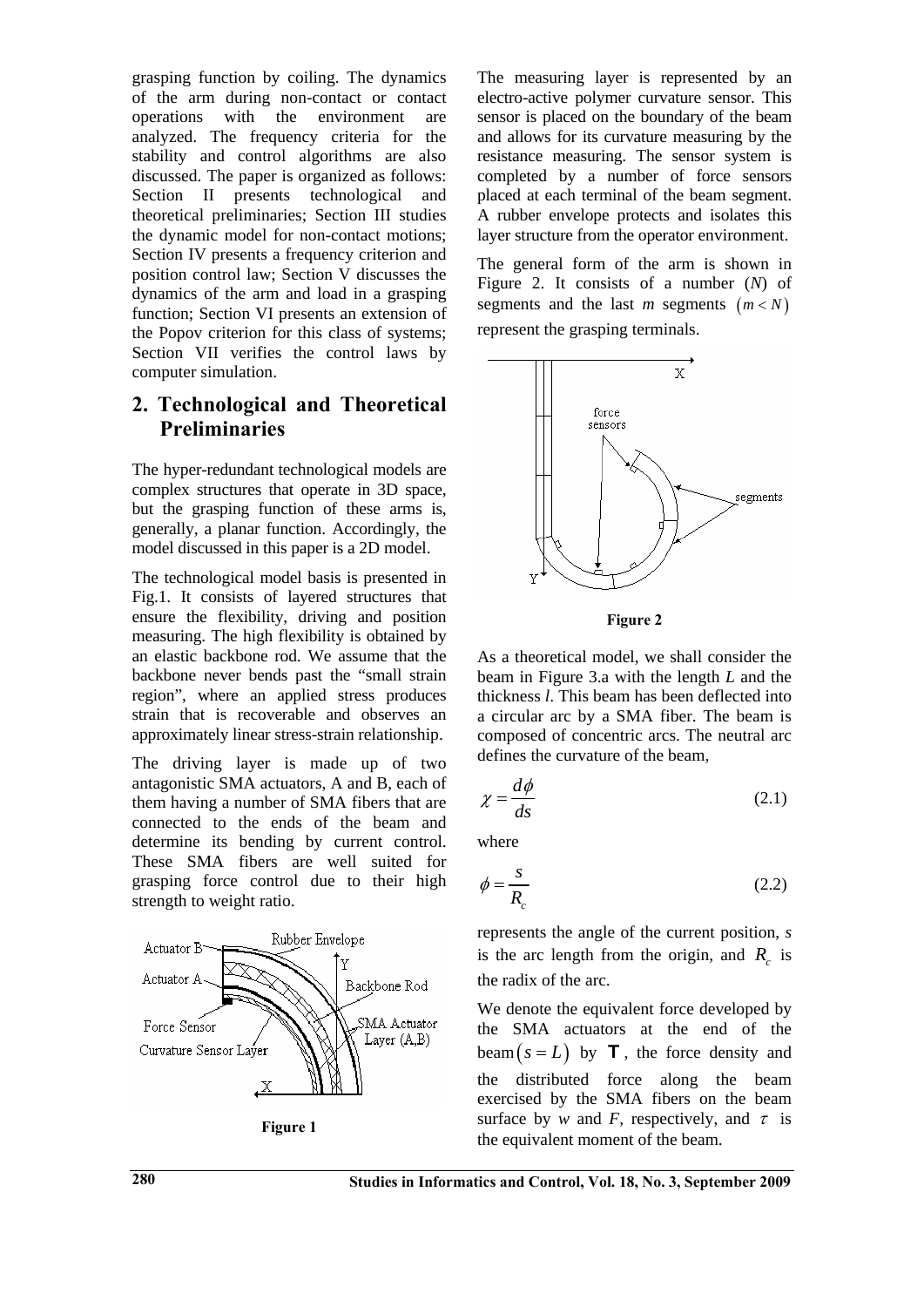grasping function by coiling. The dynamics of the arm during non-contact or contact operations with the environment are analyzed. The frequency criteria for the stability and control algorithms are also discussed. The paper is organized as follows: Section II presents technological and theoretical preliminaries; Section III studies the dynamic model for non-contact motions; Section IV presents a frequency criterion and position control law; Section V discusses the dynamics of the arm and load in a grasping function; Section VI presents an extension of the Popov criterion for this class of systems; Section VII verifies the control laws by computer simulation.

## 2. Technological and Theoretical Preliminaries

The hyper-redundant technological models are complex structures that operate in 3D space, but the grasping function of these arms is, generally, a planar function. Accordingly, the model discussed in this paper is a 2D model.

The technological model basis is presented in Fig.1. It consists of layered structures that ensure the flexibility, driving and position measuring. The high flexibility is obtained by an elastic backbone rod. We assume that the backbone never bends past the "small strain region", where an applied stress produces strain that is recoverable and observes an approximately linear stress-strain relationship.

The driving layer is made up of two antagonistic SMA actuators, A and B, each of them having a number of SMA fibers that are connected to the ends of the beam and determine its bending by current control. These SMA fibers are well suited for grasping force control due to their high strength to weight ratio.

**Figure 1**

The measuring layer is represented by an electro-active polymer curvature sensor. This sensor is placed on the boundary of the beam and allows for its curvature measuring by the resistance measuring. The sensor system is completed by a number of force sensors placed at each terminal of the beam segment. A rubber envelope protects and isolates this layer structure from the operator environment.

The general form of the arm is shown in Figure 2. It consists of a number ($N$) of segments and the last $m$ segments $(m < N)$ represent the grasping terminals.

**Figure 2**

As a theoretical model, we shall consider the beam in Figure 3.a with the length $L$ and the thickness $l$. This beam has been deflected into a circular arc by a SMA fiber. The beam is composed of concentric arcs. The neutral arc defines the curvature of the beam,

$$\chi = \frac{d\phi}{ds} \tag{2.1}$$

where

$$\phi = \frac{s}{R_c} \tag{2.2}$$

represents the angle of the current position, $s$ is the arc length from the origin, and $R_c$ is the radix of the arc.

We denote the equivalent force developed by the SMA actuators at the end of the beam $(s = L)$ by $\mathbf{T}$, the force density and the distributed force along the beam exercised by the SMA fibers on the beam surface by $w$ and $F$, respectively, and $\tau$ is the equivalent moment of the beam.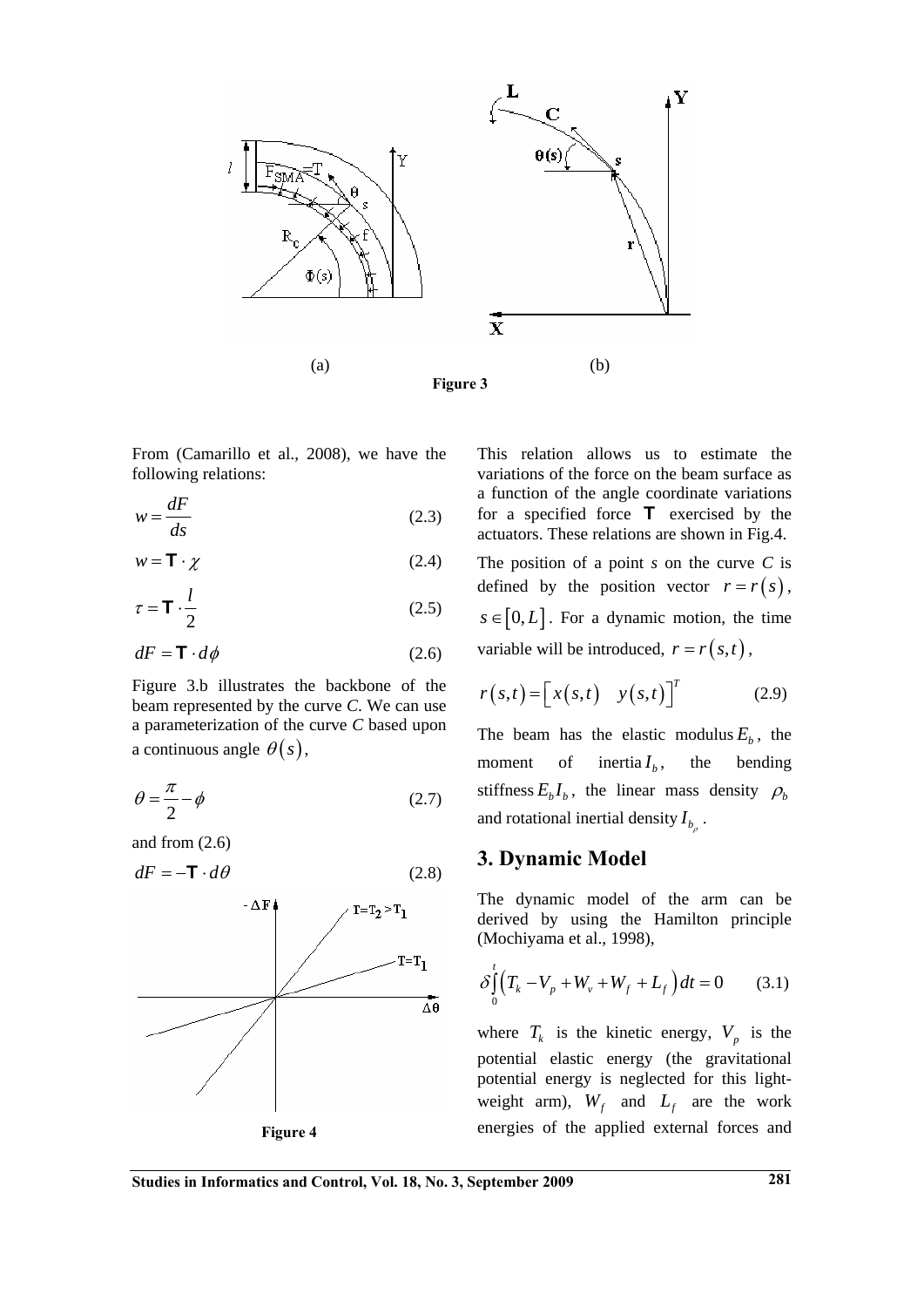(a) (b)

**Figure 3**

From (Camarillo et al., 2008), we have the following relations:

$$w = \frac{dF}{ds} \tag{2.3}$$

$$w = \mathbf{T} \cdot \chi \tag{2.4}$$

$$\tau = \mathbf{T} \cdot \frac{l}{2} \tag{2.5}$$

$$dF = \mathbf{T} \cdot d\phi \tag{2.6}$$

Figure 3.b illustrates the backbone of the beam represented by the curve *C*. We can use a parameterization of the curve *C* based upon a continuous angle $\theta(s)$,

$$\theta = \frac{\pi}{2} - \phi \tag{2.7}$$

and from (2.6)

$$dF = -\mathbf{T} \cdot d\theta \tag{2.8}$$

**Figure 4**

This relation allows us to estimate the variations of the force on the beam surface as a function of the angle coordinate variations for a specified force $\mathbf{T}$ exercised by the actuators. These relations are shown in Fig.4.

The position of a point *s* on the curve *C* is defined by the position vector $r = r(s)$, $s \in [0, L]$. For a dynamic motion, the time variable will be introduced, $r = r(s,t)$,

$$r(s,t) = \begin{bmatrix} x(s,t) & y(s,t) \end{bmatrix}^T \tag{2.9}$$

The beam has the elastic modulus $E_b$, the moment of inertia $I_b$, the bending stiffness $E_b I_b$, the linear mass density $\rho_b$ and rotational inertial density $I_{b_\rho}$.

## 3. Dynamic Model

The dynamic model of the arm can be derived by using the Hamilton principle (Mochiyama et al., 1998),

$$\delta \int_0^t \left( T_k - V_p + W_v + W_f + L_f \right) dt = 0 \tag{3.1}$$

where $T_k$ is the kinetic energy, $V_p$ is the potential elastic energy (the gravitational potential energy is neglected for this light-weight arm), $W_f$ and $L_f$ are the work energies of the applied external forces and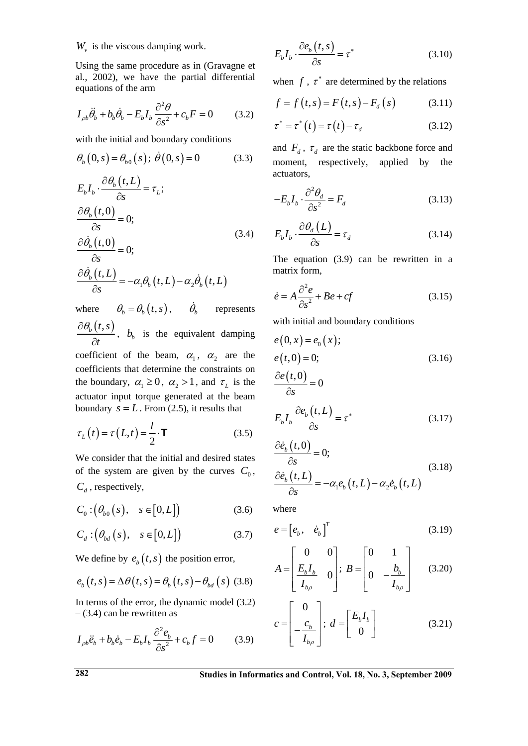$W_v$ is the viscous damping work.

Using the same procedure as in (Gravagne et al., 2002), we have the partial differential equations of the arm

$$I_{\rho b}\ddot{\theta}_b + b_b\dot{\theta}_b - E_b I_b \frac{\partial^2 \theta}{\partial s^2} + c_b F = 0 \qquad (3.2)$$

with the initial and boundary conditions

$$\theta_b(0,s) = \theta_{b0}(s);\ \dot{\theta}(0,s) = 0 \qquad (3.3)$$

$$\begin{aligned}
&E_b I_b \cdot \frac{\partial \theta_b(t,L)}{\partial s} = \tau_L; \\
&\frac{\partial \theta_b(t,0)}{\partial s} = 0; \\
&\frac{\partial \dot{\theta}_b(t,0)}{\partial s} = 0; \\
&\frac{\partial \dot{\theta}_b(t,L)}{\partial s} = -\alpha_1 \theta_b(t,L) - \alpha_2 \dot{\theta}_b(t,L)
\end{aligned} \qquad (3.4)$$

where $\theta_b = \theta_b(t,s)$, $\dot{\theta}_b$ represents $\frac{\partial \theta_b(t,s)}{\partial t}$, $b_b$ is the equivalent damping coefficient of the beam, $\alpha_1$, $\alpha_2$ are the coefficients that determine the constraints on the boundary, $\alpha_1 \geq 0$, $\alpha_2 > 1$, and $\tau_L$ is the actuator input torque generated at the beam boundary $s = L$. From (2.5), it results that

$$\tau_L(t) = \tau(L,t) = \frac{l}{2} \cdot \mathbf{T} \qquad (3.5)$$

We consider that the initial and desired states of the system are given by the curves $C_0$, $C_d$, respectively,

$$C_0 : \left(\theta_{b0}(s),\quad s \in [0,L]\right) \qquad (3.6)$$

$$C_d : \left(\theta_{bd}(s),\quad s \in [0,L]\right) \qquad (3.7)$$

We define by $e_b(t,s)$ the position error,

$$e_b(t,s) = \Delta\theta(t,s) = \theta_b(t,s) - \theta_{bd}(s) \qquad (3.8)$$

In terms of the error, the dynamic model (3.2) – (3.4) can be rewritten as

$$I_{\rho b}\ddot{e}_b + b_b\dot{e}_b - E_b I_b \frac{\partial^2 e_b}{\partial s^2} + c_b f = 0 \qquad (3.9)$$

$$E_b I_b \cdot \frac{\partial e_b(t,s)}{\partial s} = \tau^* \qquad (3.10)$$

when $f$, $\tau^*$ are determined by the relations

$$f = f(t,s) = F(t,s) - F_d(s) \qquad (3.11)$$

$$\tau^* = \tau^*(t) = \tau(t) - \tau_d \qquad (3.12)$$

and $F_d$, $\tau_d$ are the static backbone force and moment, respectively, applied by the actuators,

$$-E_b I_b \cdot \frac{\partial^2 \theta_d}{\partial s^2} = F_d \qquad (3.13)$$

$$E_b I_b \cdot \frac{\partial \theta_d(L)}{\partial s} = \tau_d \qquad (3.14)$$

The equation (3.9) can be rewritten in a matrix form,

$$\dot{e} = A\frac{\partial^2 e}{\partial s^2} + Be + cf \qquad (3.15)$$

with initial and boundary conditions

$$\begin{aligned}
&e(0,x) = e_0(x); \\
&e(t,0) = 0; \\
&\frac{\partial e(t,0)}{\partial s} = 0
\end{aligned} \qquad (3.16)$$

$$E_b I_b \frac{\partial e_b(t,L)}{\partial s} = \tau^* \qquad (3.17)$$

$$\begin{aligned}
&\frac{\partial \dot{e}_b(t,0)}{\partial s} = 0; \\
&\frac{\partial \dot{e}_b(t,L)}{\partial s} = -\alpha_1 e_b(t,L) - \alpha_2 \dot{e}_b(t,L)
\end{aligned} \qquad (3.18)$$

where

$$e = \left[e_b, \quad \dot{e}_b\right]^T \qquad (3.19)$$

$$A = \begin{bmatrix} 0 & 0 \\ \frac{E_b I_b}{I_{b\rho}} & 0 \end{bmatrix};\ B = \begin{bmatrix} 0 & 1 \\ 0 & -\frac{b_b}{I_{b\rho}} \end{bmatrix} \qquad (3.20)$$

$$c = \begin{bmatrix} 0 \\ -\frac{c_b}{I_{b\rho}} \end{bmatrix};\ d = \begin{bmatrix} E_b I_b \\ 0 \end{bmatrix} \qquad (3.21)$$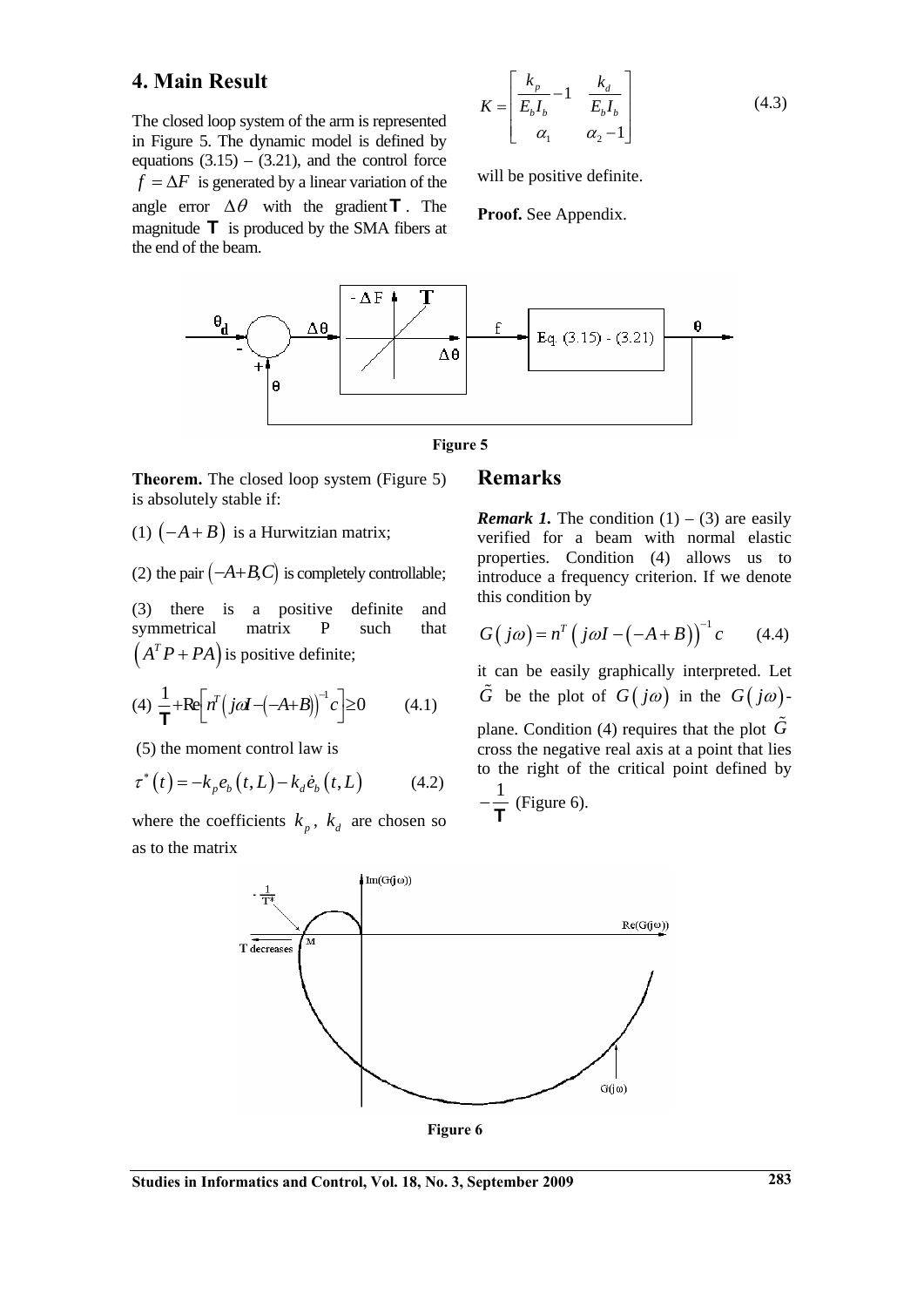## 4. Main Result

The closed loop system of the arm is represented in Figure 5. The dynamic model is defined by equations (3.15) – (3.21), and the control force $f = \Delta F$ is generated by a linear variation of the angle error $\Delta\theta$ with the gradient $\mathsf{T}$. The magnitude $\mathsf{T}$ is produced by the SMA fibers at the end of the beam.

Figure 5

**Theorem.** The closed loop system (Figure 5) is absolutely stable if:

(1) $\left(-A+B\right)$ is a Hurwitzian matrix;

(2) the pair $\left(-A+B, C\right)$ is completely controllable;

(3) there is a positive definite and symmetrical matrix P such that $\left(A^T P + PA\right)$ is positive definite;

(4) $\frac{1}{\mathsf{T}} + \mathrm{Re}\left[n^T\left(j\omega I - \left(-A+B\right)\right)^{-1} c\right] \geq 0 \qquad (4.1)$

(5) the moment control law is

$$\tau^*\left(t\right) = -k_p e_b\left(t, L\right) - k_d \dot{e}_b\left(t, L\right) \qquad (4.2)$$

where the coefficients $k_p$, $k_d$ are chosen so as to the matrix

$$K = \begin{bmatrix} \frac{k_p}{E_b I_b} - 1 & \frac{k_d}{E_b I_b} \\ \alpha_1 & \alpha_2 - 1 \end{bmatrix} \qquad (4.3)$$

will be positive definite.

**Proof.** See Appendix.

## Remarks

***Remark 1.*** The condition (1) – (3) are easily verified for a beam with normal elastic properties. Condition (4) allows us to introduce a frequency criterion. If we denote this condition by

$$G\left(j\omega\right) = n^T\left(j\omega I - \left(-A+B\right)\right)^{-1} c \qquad (4.4)$$

it can be easily graphically interpreted. Let $\tilde{G}$ be the plot of $G\left(j\omega\right)$ in the $G\left(j\omega\right)$-plane. Condition (4) requires that the plot $\tilde{G}$ cross the negative real axis at a point that lies to the right of the critical point defined by $-\frac{1}{\mathsf{T}}$ (Figure 6).

Figure 6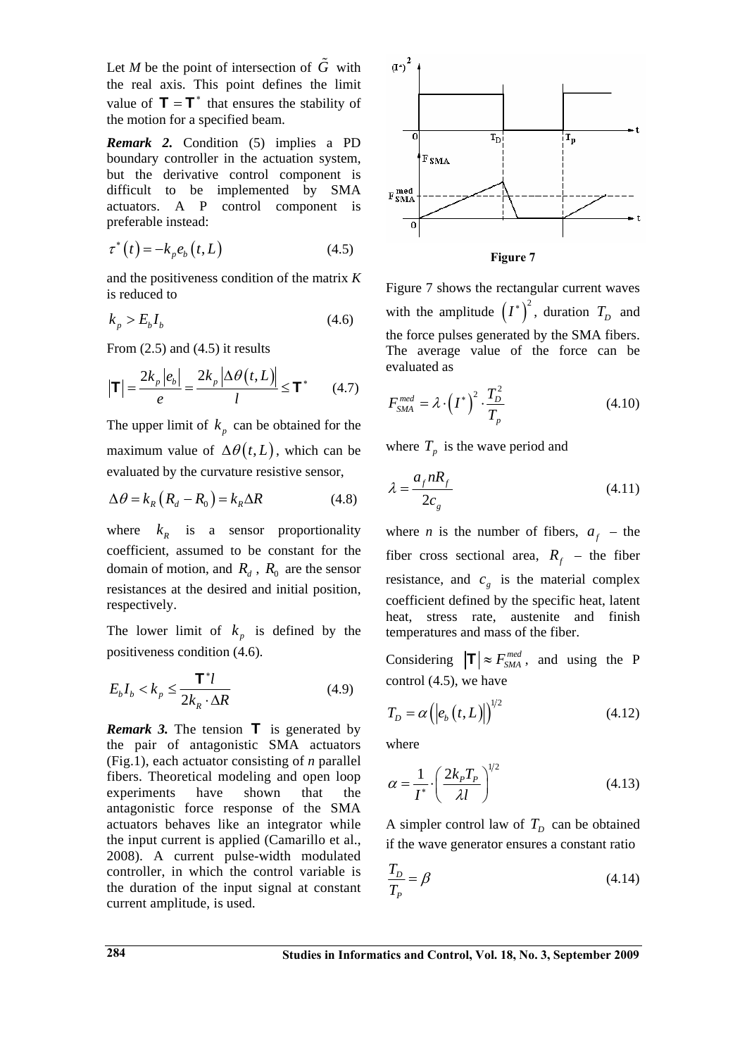Let $M$ be the point of intersection of $\tilde{G}$ with the real axis. This point defines the limit value of $\mathsf{T} = \mathsf{T}^*$ that ensures the stability of the motion for a specified beam.

***Remark 2.*** Condition (5) implies a PD boundary controller in the actuation system, but the derivative control component is difficult to be implemented by SMA actuators. A P control component is preferable instead:

$$\tau^*(t) = -k_p e_b(t, L) \tag{4.5}$$

and the positiveness condition of the matrix $K$ is reduced to

$$k_p > E_b I_b \tag{4.6}$$

From (2.5) and (4.5) it results

$$|\mathsf{T}| = \frac{2k_p |e_b|}{e} = \frac{2k_p |\Delta\theta(t, L)|}{l} \leq \mathsf{T}^* \tag{4.7}$$

The upper limit of $k_p$ can be obtained for the maximum value of $\Delta\theta(t, L)$, which can be evaluated by the curvature resistive sensor,

$$\Delta\theta = k_R (R_d - R_0) = k_R \Delta R \tag{4.8}$$

where $k_R$ is a sensor proportionality coefficient, assumed to be constant for the domain of motion, and $R_d$, $R_0$ are the sensor resistances at the desired and initial position, respectively.

The lower limit of $k_p$ is defined by the positiveness condition (4.6).

$$E_b I_b < k_p \leq \frac{\mathsf{T}^* l}{2k_R \cdot \Delta R} \tag{4.9}$$

***Remark 3.*** The tension $\mathsf{T}$ is generated by the pair of antagonistic SMA actuators (Fig.1), each actuator consisting of *n* parallel fibers. Theoretical modeling and open loop experiments have shown that the antagonistic force response of the SMA actuators behaves like an integrator while the input current is applied (Camarillo et al., 2008). A current pulse-width modulated controller, in which the control variable is the duration of the input signal at constant current amplitude, is used.

**Figure 7**

Figure 7 shows the rectangular current waves with the amplitude $(I^*)^2$, duration $T_D$ and the force pulses generated by the SMA fibers. The average value of the force can be evaluated as

$$F_{SMA}^{med} = \lambda \cdot (I^*)^2 \cdot \frac{T_D^2}{T_p} \tag{4.10}$$

where $T_p$ is the wave period and

$$\lambda = \frac{a_f n R_f}{2c_g} \tag{4.11}$$

where *n* is the number of fibers, $a_f$ – the fiber cross sectional area, $R_f$ – the fiber resistance, and $c_g$ is the material complex coefficient defined by the specific heat, latent heat, stress rate, austenite and finish temperatures and mass of the fiber.

Considering $|\mathsf{T}| \approx F_{SMA}^{med}$, and using the P control (4.5), we have

$$T_D = \alpha \left( |e_b(t, L)| \right)^{1/2} \tag{4.12}$$

where

$$\alpha = \frac{1}{I^*} \cdot \left( \frac{2k_P T_P}{\lambda l} \right)^{1/2} \tag{4.13}$$

A simpler control law of $T_D$ can be obtained if the wave generator ensures a constant ratio

$$\frac{T_D}{T_P} = \beta \tag{4.14}$$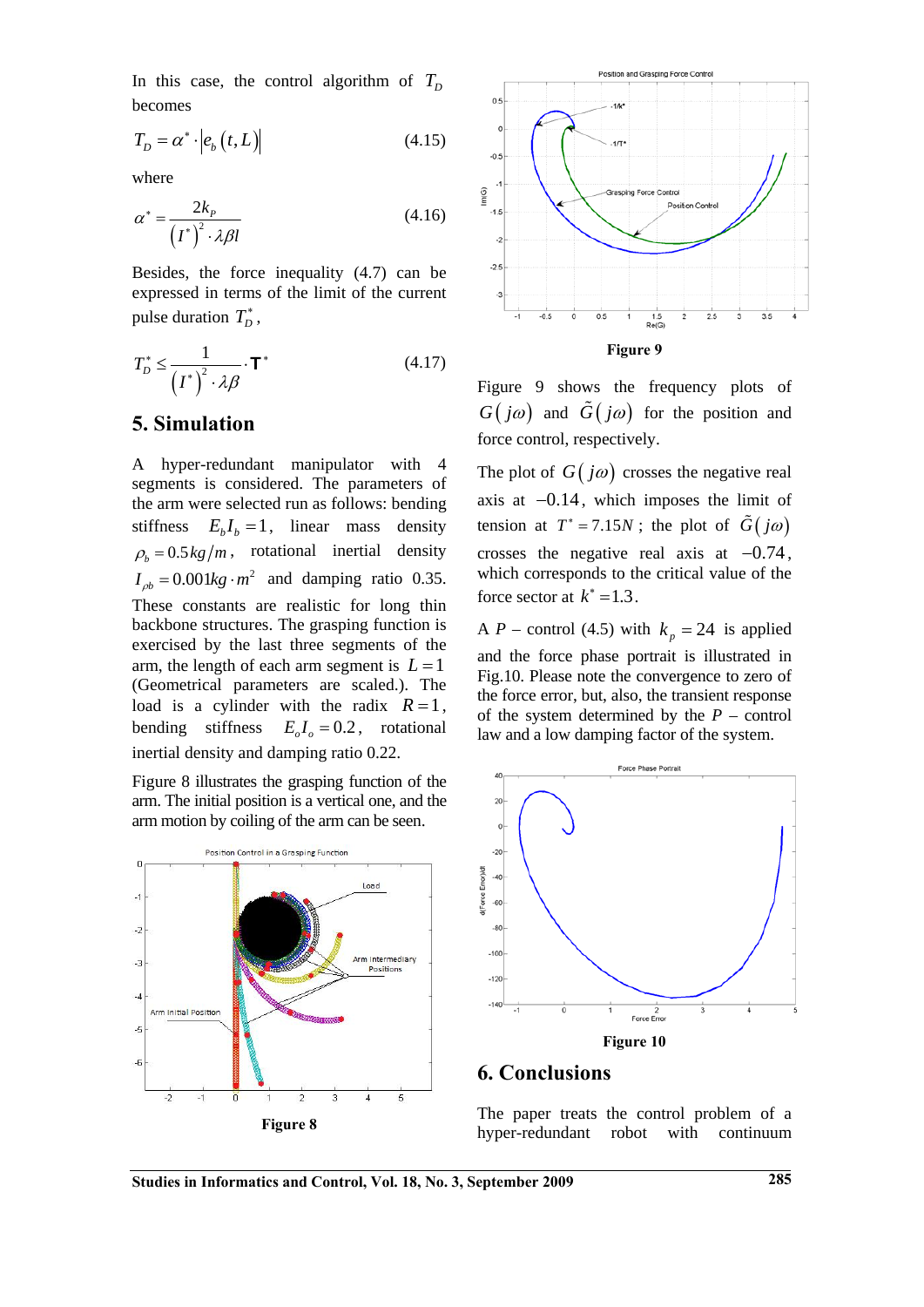In this case, the control algorithm of $T_D$ becomes

$$T_D = \alpha^* \cdot |e_b(t, L)| \tag{4.15}$$

where

$$\alpha^* = \frac{2k_P}{(I^*)^2 \cdot \lambda\beta l} \tag{4.16}$$

Besides, the force inequality (4.7) can be expressed in terms of the limit of the current pulse duration $T_D^*$,

$$T_D^* \leq \frac{1}{(I^*)^2 \cdot \lambda\beta} \cdot \mathbf{T}^* \tag{4.17}$$

## 5. Simulation

A hyper-redundant manipulator with 4 segments is considered. The parameters of the arm were selected run as follows: bending stiffness $E_b I_b = 1$, linear mass density $\rho_b = 0.5\, kg/m$, rotational inertial density $I_{\rho b} = 0.001 kg \cdot m^2$ and damping ratio 0.35. These constants are realistic for long thin backbone structures. The grasping function is exercised by the last three segments of the arm, the length of each arm segment is $L = 1$ (Geometrical parameters are scaled.). The load is a cylinder with the radix $R = 1$, bending stiffness $E_o I_o = 0.2$, rotational inertial density and damping ratio 0.22.

Figure 8 illustrates the grasping function of the arm. The initial position is a vertical one, and the arm motion by coiling of the arm can be seen.

**Figure 8**

**Figure 9**

Figure 9 shows the frequency plots of $G(j\omega)$ and $\tilde{G}(j\omega)$ for the position and force control, respectively.

The plot of $G(j\omega)$ crosses the negative real axis at $-0.14$, which imposes the limit of tension at $T^* = 7.15N$; the plot of $\tilde{G}(j\omega)$ crosses the negative real axis at $-0.74$, which corresponds to the critical value of the force sector at $k^* = 1.3$.

A $P$ – control (4.5) with $k_p = 24$ is applied and the force phase portrait is illustrated in Fig.10. Please note the convergence to zero of the force error, but, also, the transient response of the system determined by the $P$ – control law and a low damping factor of the system.

**Figure 10**

## 6. Conclusions

The paper treats the control problem of a hyper-redundant robot with continuum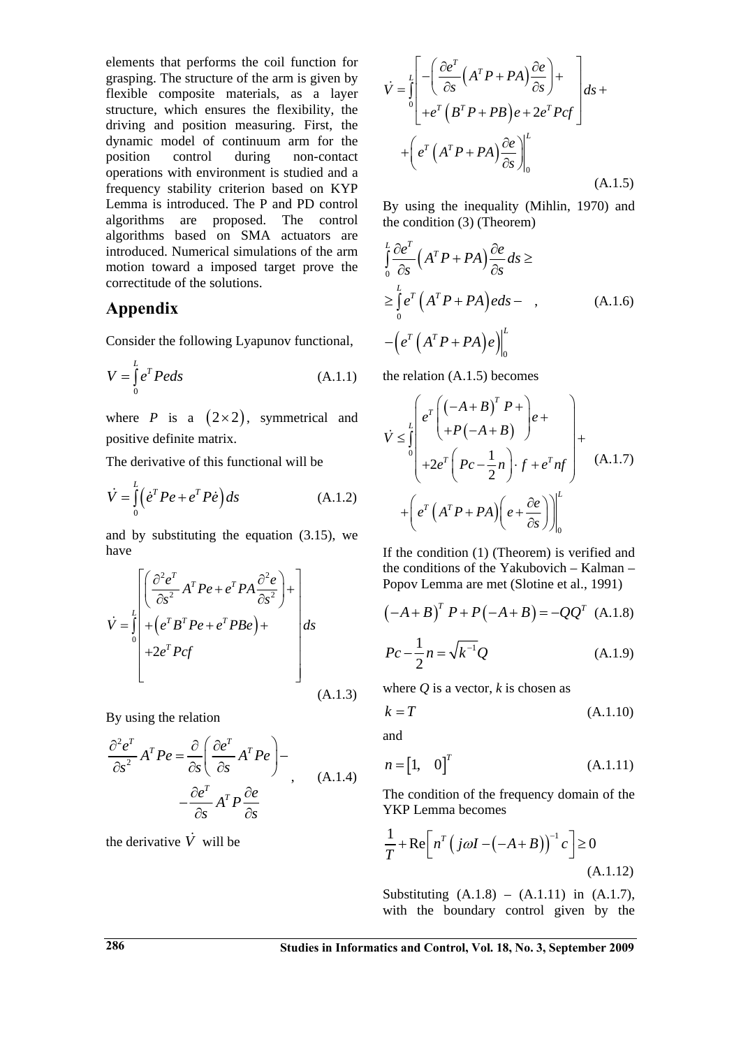elements that performs the coil function for grasping. The structure of the arm is given by flexible composite materials, as a layer structure, which ensures the flexibility, the driving and position measuring. First, the dynamic model of continuum arm for the position control during non-contact operations with environment is studied and a frequency stability criterion based on KYP Lemma is introduced. The P and PD control algorithms are proposed. The control algorithms based on SMA actuators are introduced. Numerical simulations of the arm motion toward a imposed target prove the correctitude of the solutions.

## Appendix

Consider the following Lyapunov functional,

$$V = \int_0^L e^T P e ds \tag{A.1.1}$$

where $P$ is a $(2\times 2)$, symmetrical and positive definite matrix.

The derivative of this functional will be

$$\dot{V} = \int_0^L \left( \dot{e}^T P e + e^T P \dot{e} \right) ds \tag{A.1.2}$$

and by substituting the equation (3.15), we have

$$\dot{V} = \int_0^L \left[ \begin{array}{l} \left( \dfrac{\partial^2 e^T}{\partial s^2} A^T P e + e^T P A \dfrac{\partial^2 e}{\partial s^2} \right) + \\ + \left( e^T B^T P e + e^T P B e \right) + \\ + 2 e^T P c f \end{array} \right] ds \tag{A.1.3}$$

By using the relation

$$\frac{\partial^2 e^T}{\partial s^2} A^T P e = \frac{\partial}{\partial s}\left( \frac{\partial e^T}{\partial s} A^T P e \right) - \\ - \frac{\partial e^T}{\partial s} A^T P \frac{\partial e}{\partial s} \tag{A.1.4}$$

the derivative $\dot{V}$ will be

$$\dot{V} = \int_0^L \left[ \begin{array}{l} -\left( \dfrac{\partial e^T}{\partial s} \left( A^T P + P A \right) \dfrac{\partial e}{\partial s} \right) + \\ + e^T \left( B^T P + P B \right) e + 2 e^T P c f \end{array} \right] ds + \\ + \left( e^T \left( A^T P + P A \right) \frac{\partial e}{\partial s} \right) \Bigg|_0^L \tag{A.1.5}$$

By using the inequality (Mihlin, 1970) and the condition (3) (Theorem)

$$\int_0^L \frac{\partial e^T}{\partial s} \left( A^T P + P A \right) \frac{\partial e}{\partial s} ds \geq \\ \geq \int_0^L e^T \left( A^T P + P A \right) e ds - \\ - \left( e^T \left( A^T P + P A \right) e \right) \Big|_0^L \tag{A.1.6}$$

the relation (A.1.5) becomes

$$\dot{V} \leq \int_0^L \left( \begin{array}{l} e^T \left( \begin{array}{l} \left( -A + B \right)^T P + \\ + P \left( -A + B \right) \end{array} \right) e + \\ + 2 e^T \left( P c - \dfrac{1}{2} n \right) \cdot f + e^T n f \end{array} \right) + \\ + \left( e^T \left( A^T P + P A \right) \left( e + \frac{\partial e}{\partial s} \right) \right) \Bigg|_0^L \tag{A.1.7}$$

If the condition (1) (Theorem) is verified and the conditions of the Yakubovich – Kalman – Popov Lemma are met (Slotine et al., 1991)

$$\left( -A + B \right)^T P + P \left( -A + B \right) = -Q Q^T \tag{A.1.8}$$

$$P c - \frac{1}{2} n = \sqrt{k^{-1}} Q \tag{A.1.9}$$

where $Q$ is a vector, $k$ is chosen as

$$k = T \tag{A.1.10}$$

and

$$n = \begin{bmatrix} 1, & 0 \end{bmatrix}^T \tag{A.1.11}$$

The condition of the frequency domain of the YKP Lemma becomes

$$\frac{1}{T} + \mathrm{Re}\left[ n^T \left( j\omega I - \left( -A + B \right) \right)^{-1} c \right] \geq 0 \tag{A.1.12}$$

Substituting (A.1.8) – (A.1.11) in (A.1.7), with the boundary control given by the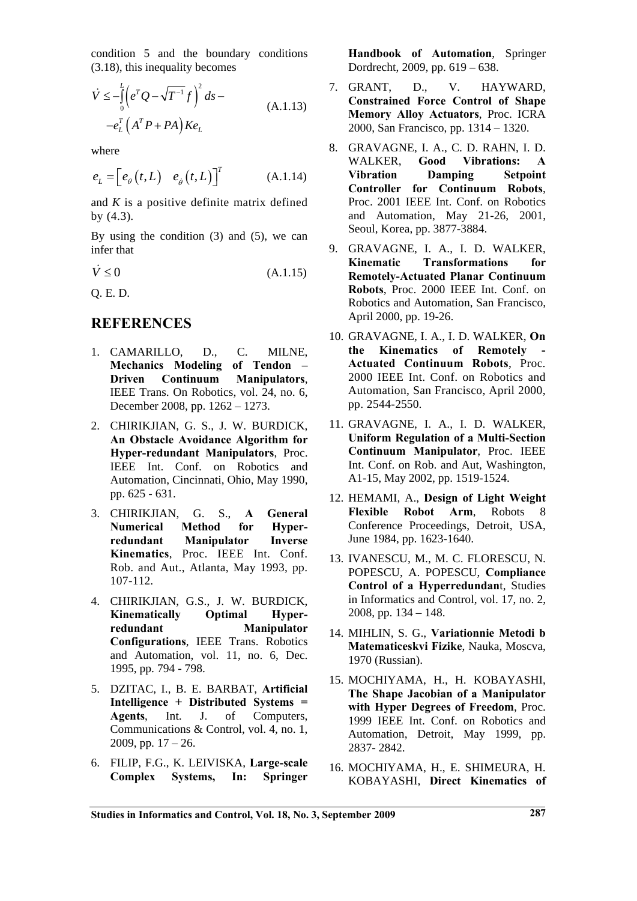condition 5 and the boundary conditions (3.18), this inequality becomes

$$\dot{V} \leq -\int_0^L \left( e^T Q - \sqrt{T^{-1}} f \right)^2 ds - \\ -e_L^T \left( A^T P + PA \right) K e_L \tag{A.1.13}$$

where

$$e_L = \left[ e_\theta (t, L) \quad e_{\dot{\theta}} (t, L) \right]^T \tag{A.1.14}$$

and $K$ is a positive definite matrix defined by (4.3).

By using the condition (3) and (5), we can infer that

$$\dot{V} \leq 0 \tag{A.1.15}$$

Q. E. D.

## REFERENCES

1. CAMARILLO, D., C. MILNE, **Mechanics Modeling of Tendon – Driven Continuum Manipulators**, IEEE Trans. On Robotics, vol. 24, no. 6, December 2008, pp. 1262 – 1273.
2. CHIRIKJIAN, G. S., J. W. BURDICK, **An Obstacle Avoidance Algorithm for Hyper-redundant Manipulators**, Proc. IEEE Int. Conf. on Robotics and Automation, Cincinnati, Ohio, May 1990, pp. 625 - 631.
3. CHIRIKJIAN, G. S., **A General Numerical Method for Hyper-redundant Manipulator Inverse Kinematics**, Proc. IEEE Int. Conf. Rob. and Aut., Atlanta, May 1993, pp. 107-112.
4. CHIRIKJIAN, G.S., J. W. BURDICK, **Kinematically Optimal Hyper-redundant Manipulator Configurations**, IEEE Trans. Robotics and Automation, vol. 11, no. 6, Dec. 1995, pp. 794 - 798.
5. DZITAC, I., B. E. BARBAT, **Artificial Intelligence + Distributed Systems = Agents**, Int. J. of Computers, Communications & Control, vol. 4, no. 1, 2009, pp. 17 – 26.
6. FILIP, F.G., K. LEIVISKA, **Large-scale Complex Systems, In: Springer Handbook of Automation**, Springer Dordrecht, 2009, pp. 619 – 638.
7. GRANT, D., V. HAYWARD, **Constrained Force Control of Shape Memory Alloy Actuators**, Proc. ICRA 2000, San Francisco, pp. 1314 – 1320.
8. GRAVAGNE, I. A., C. D. RAHN, I. D. WALKER, **Good Vibrations: A Vibration Damping Setpoint Controller for Continuum Robots**, Proc. 2001 IEEE Int. Conf. on Robotics and Automation, May 21-26, 2001, Seoul, Korea, pp. 3877-3884.
9. GRAVAGNE, I. A., I. D. WALKER, **Kinematic Transformations for Remotely-Actuated Planar Continuum Robots**, Proc. 2000 IEEE Int. Conf. on Robotics and Automation, San Francisco, April 2000, pp. 19-26.
10. GRAVAGNE, I. A., I. D. WALKER, **On the Kinematics of Remotely - Actuated Continuum Robots**, Proc. 2000 IEEE Int. Conf. on Robotics and Automation, San Francisco, April 2000, pp. 2544-2550.
11. GRAVAGNE, I. A., I. D. WALKER, **Uniform Regulation of a Multi-Section Continuum Manipulator**, Proc. IEEE Int. Conf. on Rob. and Aut, Washington, A1-15, May 2002, pp. 1519-1524.
12. HEMAMI, A., **Design of Light Weight Flexible Robot Arm**, Robots 8 Conference Proceedings, Detroit, USA, June 1984, pp. 1623-1640.
13. IVANESCU, M., M. C. FLORESCU, N. POPESCU, A. POPESCU, **Compliance Control of a Hyperredundan**t, Studies in Informatics and Control, vol. 17, no. 2, 2008, pp. 134 – 148.
14. MIHLIN, S. G., **Variationnie Metodi b Matematiceskvi Fizike**, Nauka, Moscva, 1970 (Russian).
15. MOCHIYAMA, H., H. KOBAYASHI, **The Shape Jacobian of a Manipulator with Hyper Degrees of Freedom**, Proc. 1999 IEEE Int. Conf. on Robotics and Automation, Detroit, May 1999, pp. 2837- 2842.
16. MOCHIYAMA, H., E. SHIMEURA, H. KOBAYASHI, **Direct Kinematics of**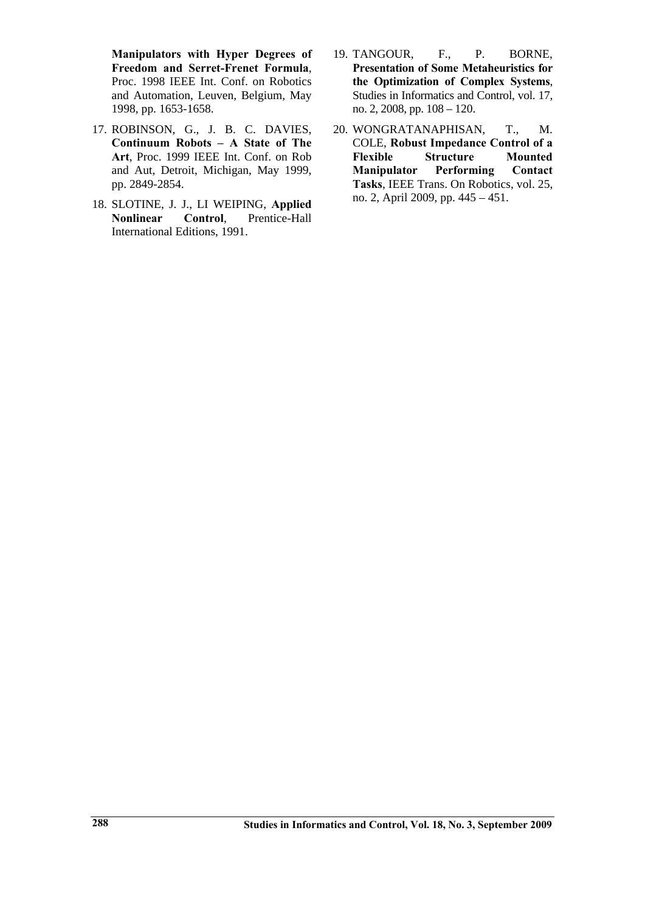**Manipulators with Hyper Degrees of Freedom and Serret-Frenet Formula**, Proc. 1998 IEEE Int. Conf. on Robotics and Automation, Leuven, Belgium, May 1998, pp. 1653-1658.

17. ROBINSON, G., J. B. C. DAVIES, **Continuum Robots – A State of The Art**, Proc. 1999 IEEE Int. Conf. on Rob and Aut, Detroit, Michigan, May 1999, pp. 2849-2854.

18. SLOTINE, J. J., LI WEIPING, **Applied Nonlinear Control**, Prentice-Hall International Editions, 1991.

19. TANGOUR, F., P. BORNE, **Presentation of Some Metaheuristics for the Optimization of Complex Systems**, Studies in Informatics and Control, vol. 17, no. 2, 2008, pp. 108 – 120.

20. WONGRATANAPHISAN, T., M. COLE, **Robust Impedance Control of a Flexible Structure Mounted Manipulator Performing Contact Tasks**, IEEE Trans. On Robotics, vol. 25, no. 2, April 2009, pp. 445 – 451.